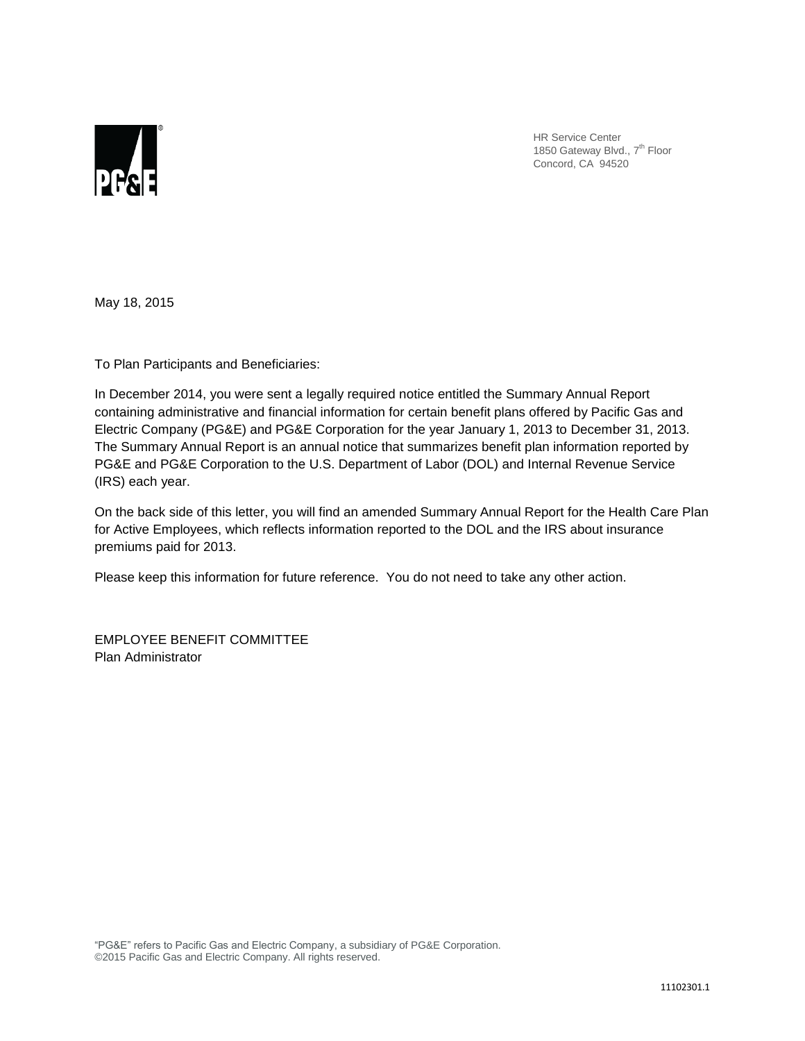HR Service Center
1850 Gateway Blvd., 7th Floor
Concord, CA 94520

May 18, 2015

To Plan Participants and Beneficiaries:

In December 2014, you were sent a legally required notice entitled the Summary Annual Report containing administrative and financial information for certain benefit plans offered by Pacific Gas and Electric Company (PG&E) and PG&E Corporation for the year January 1, 2013 to December 31, 2013. The Summary Annual Report is an annual notice that summarizes benefit plan information reported by PG&E and PG&E Corporation to the U.S. Department of Labor (DOL) and Internal Revenue Service (IRS) each year.

On the back side of this letter, you will find an amended Summary Annual Report for the Health Care Plan for Active Employees, which reflects information reported to the DOL and the IRS about insurance premiums paid for 2013.

Please keep this information for future reference. You do not need to take any other action.

EMPLOYEE BENEFIT COMMITTEE
Plan Administrator

"PG&E" refers to Pacific Gas and Electric Company, a subsidiary of PG&E Corporation.
©2015 Pacific Gas and Electric Company. All rights reserved.

11102301.1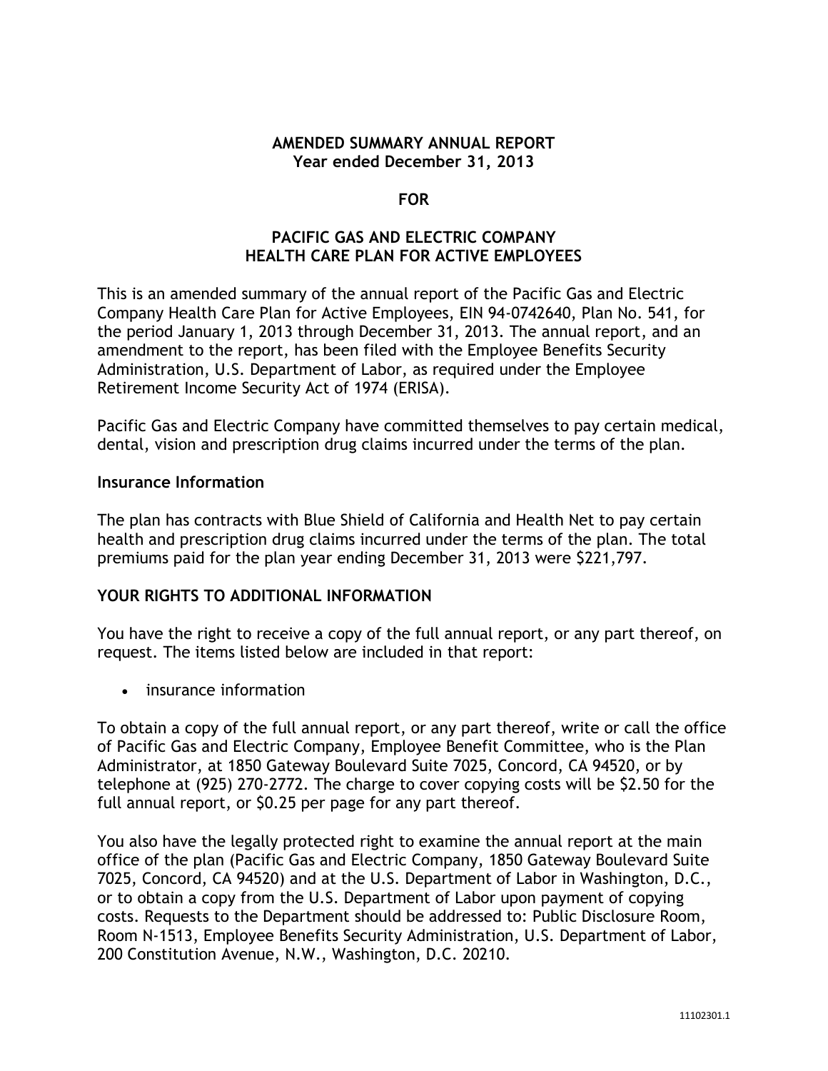**AMENDED SUMMARY ANNUAL REPORT**
**Year ended December 31, 2013**

**FOR**

**PACIFIC GAS AND ELECTRIC COMPANY**
**HEALTH CARE PLAN FOR ACTIVE EMPLOYEES**

This is an amended summary of the annual report of the Pacific Gas and Electric Company Health Care Plan for Active Employees, EIN 94-0742640, Plan No. 541, for the period January 1, 2013 through December 31, 2013. The annual report, and an amendment to the report, has been filed with the Employee Benefits Security Administration, U.S. Department of Labor, as required under the Employee Retirement Income Security Act of 1974 (ERISA).

Pacific Gas and Electric Company have committed themselves to pay certain medical, dental, vision and prescription drug claims incurred under the terms of the plan.

**Insurance Information**

The plan has contracts with Blue Shield of California and Health Net to pay certain health and prescription drug claims incurred under the terms of the plan. The total premiums paid for the plan year ending December 31, 2013 were $221,797.

**YOUR RIGHTS TO ADDITIONAL INFORMATION**

You have the right to receive a copy of the full annual report, or any part thereof, on request. The items listed below are included in that report:

- insurance information

To obtain a copy of the full annual report, or any part thereof, write or call the office of Pacific Gas and Electric Company, Employee Benefit Committee, who is the Plan Administrator, at 1850 Gateway Boulevard Suite 7025, Concord, CA 94520, or by telephone at (925) 270-2772. The charge to cover copying costs will be $2.50 for the full annual report, or $0.25 per page for any part thereof.

You also have the legally protected right to examine the annual report at the main office of the plan (Pacific Gas and Electric Company, 1850 Gateway Boulevard Suite 7025, Concord, CA 94520) and at the U.S. Department of Labor in Washington, D.C., or to obtain a copy from the U.S. Department of Labor upon payment of copying costs. Requests to the Department should be addressed to: Public Disclosure Room, Room N-1513, Employee Benefits Security Administration, U.S. Department of Labor, 200 Constitution Avenue, N.W., Washington, D.C. 20210.

11102301.1